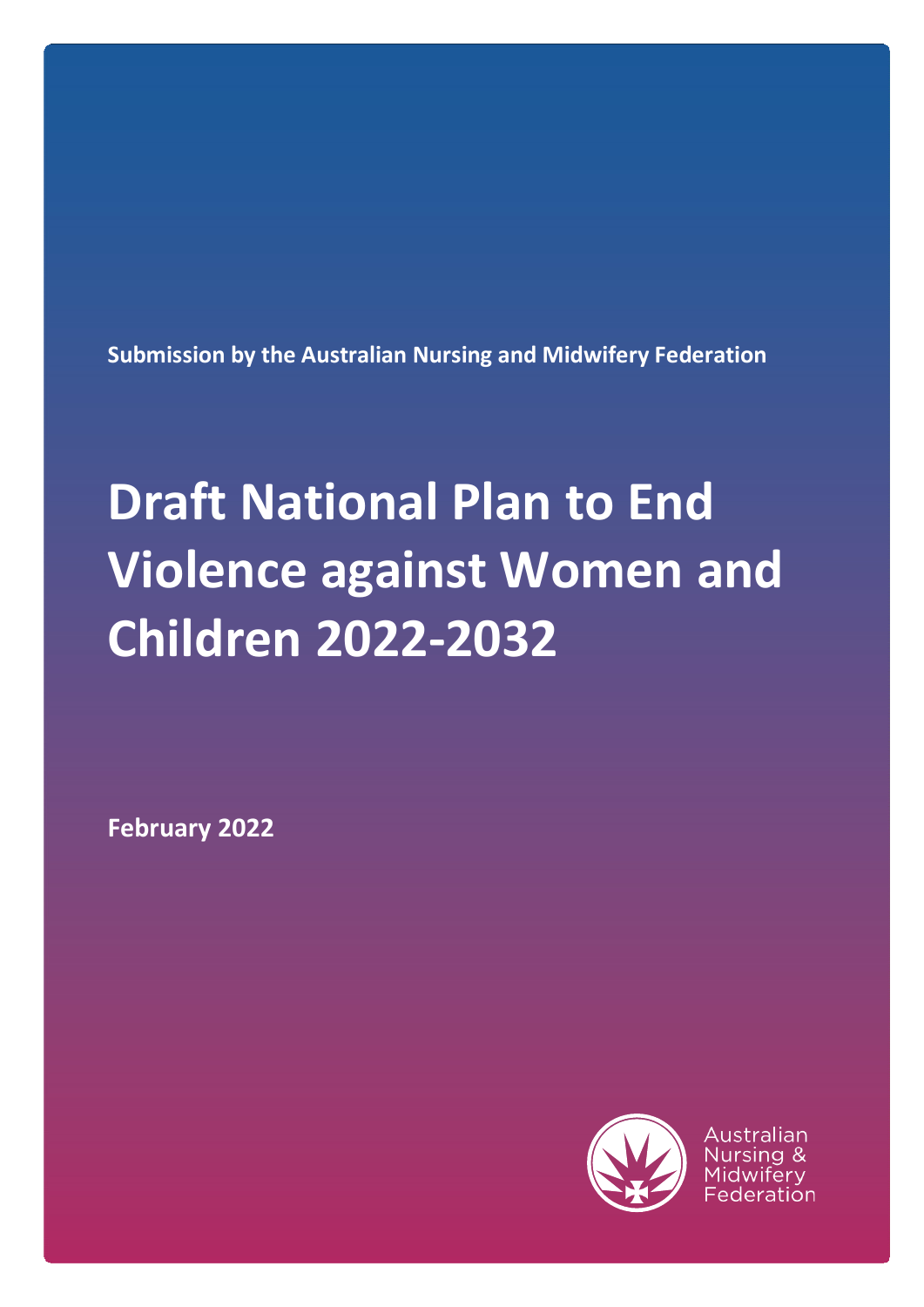Submission by the Australian Nursing and Midwifery Federation

# Draft National Plan to End Violence against Women and Children 2022-2032

February 2022

Australian Nursing & Midwifery Federation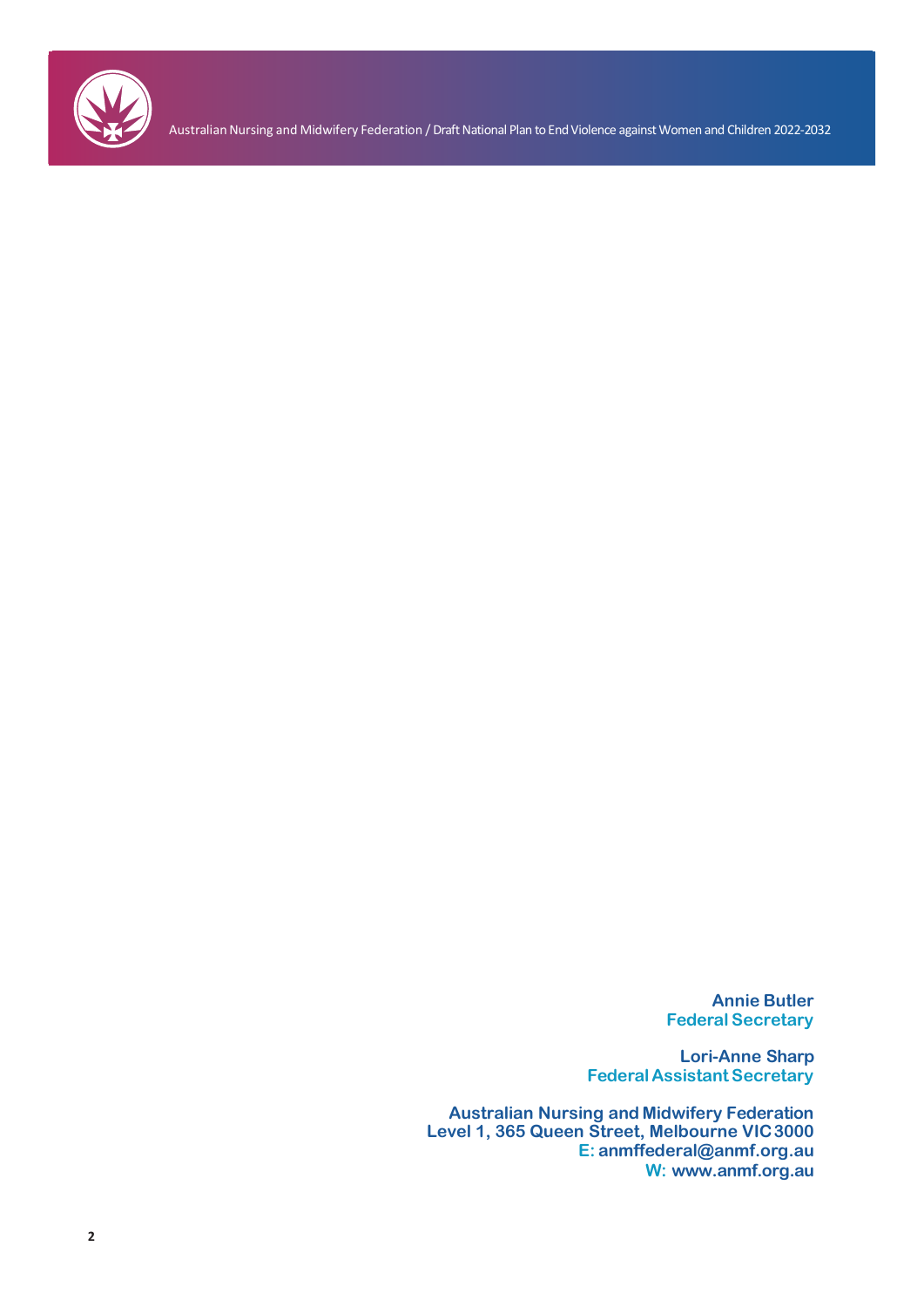**Annie Butler**
**Federal Secretary**

**Lori-Anne Sharp**
**Federal Assistant Secretary**

**Australian Nursing and Midwifery Federation**
**Level 1, 365 Queen Street, Melbourne VIC 3000**
**E: anmffederal@anmf.org.au**
**W: www.anmf.org.au**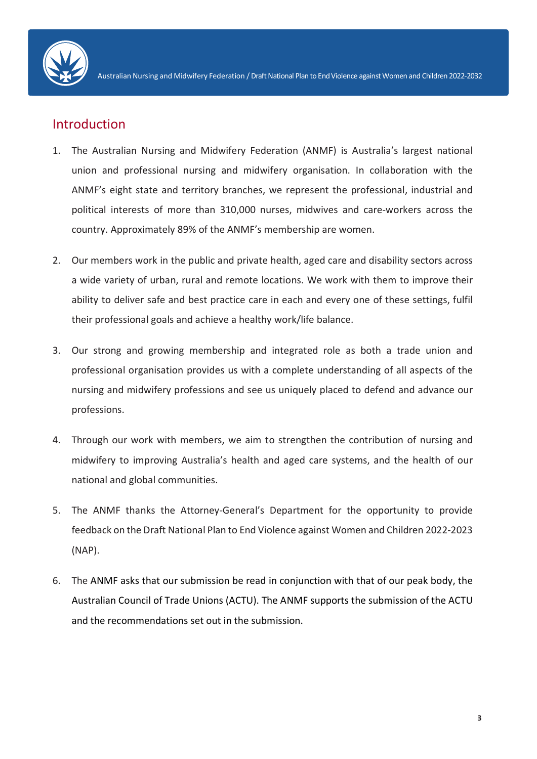## Introduction

1. The Australian Nursing and Midwifery Federation (ANMF) is Australia's largest national union and professional nursing and midwifery organisation. In collaboration with the ANMF's eight state and territory branches, we represent the professional, industrial and political interests of more than 310,000 nurses, midwives and care-workers across the country. Approximately 89% of the ANMF's membership are women.

2. Our members work in the public and private health, aged care and disability sectors across a wide variety of urban, rural and remote locations. We work with them to improve their ability to deliver safe and best practice care in each and every one of these settings, fulfil their professional goals and achieve a healthy work/life balance.

3. Our strong and growing membership and integrated role as both a trade union and professional organisation provides us with a complete understanding of all aspects of the nursing and midwifery professions and see us uniquely placed to defend and advance our professions.

4. Through our work with members, we aim to strengthen the contribution of nursing and midwifery to improving Australia's health and aged care systems, and the health of our national and global communities.

5. The ANMF thanks the Attorney-General's Department for the opportunity to provide feedback on the Draft National Plan to End Violence against Women and Children 2022-2023 (NAP).

6. The ANMF asks that our submission be read in conjunction with that of our peak body, the Australian Council of Trade Unions (ACTU). The ANMF supports the submission of the ACTU and the recommendations set out in the submission.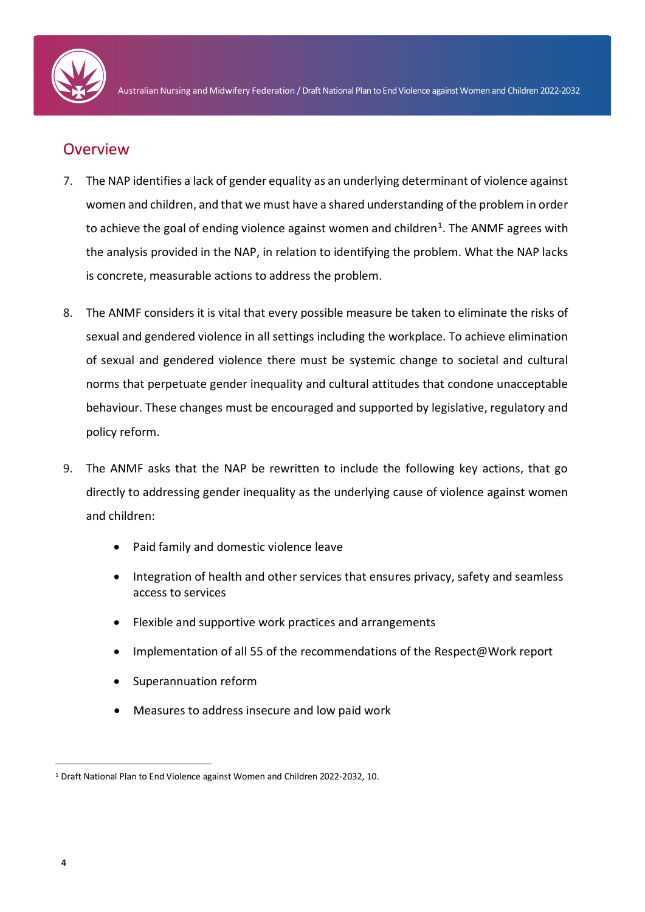## Overview

7. The NAP identifies a lack of gender equality as an underlying determinant of violence against women and children, and that we must have a shared understanding of the problem in order to achieve the goal of ending violence against women and children[1]. The ANMF agrees with the analysis provided in the NAP, in relation to identifying the problem. What the NAP lacks is concrete, measurable actions to address the problem.

8. The ANMF considers it is vital that every possible measure be taken to eliminate the risks of sexual and gendered violence in all settings including the workplace. To achieve elimination of sexual and gendered violence there must be systemic change to societal and cultural norms that perpetuate gender inequality and cultural attitudes that condone unacceptable behaviour. These changes must be encouraged and supported by legislative, regulatory and policy reform.

9. The ANMF asks that the NAP be rewritten to include the following key actions, that go directly to addressing gender inequality as the underlying cause of violence against women and children:

    - Paid family and domestic violence leave
    - Integration of health and other services that ensures privacy, safety and seamless access to services
    - Flexible and supportive work practices and arrangements
    - Implementation of all 55 of the recommendations of the Respect@Work report
    - Superannuation reform
    - Measures to address insecure and low paid work

---

[1] Draft National Plan to End Violence against Women and Children 2022-2032, 10.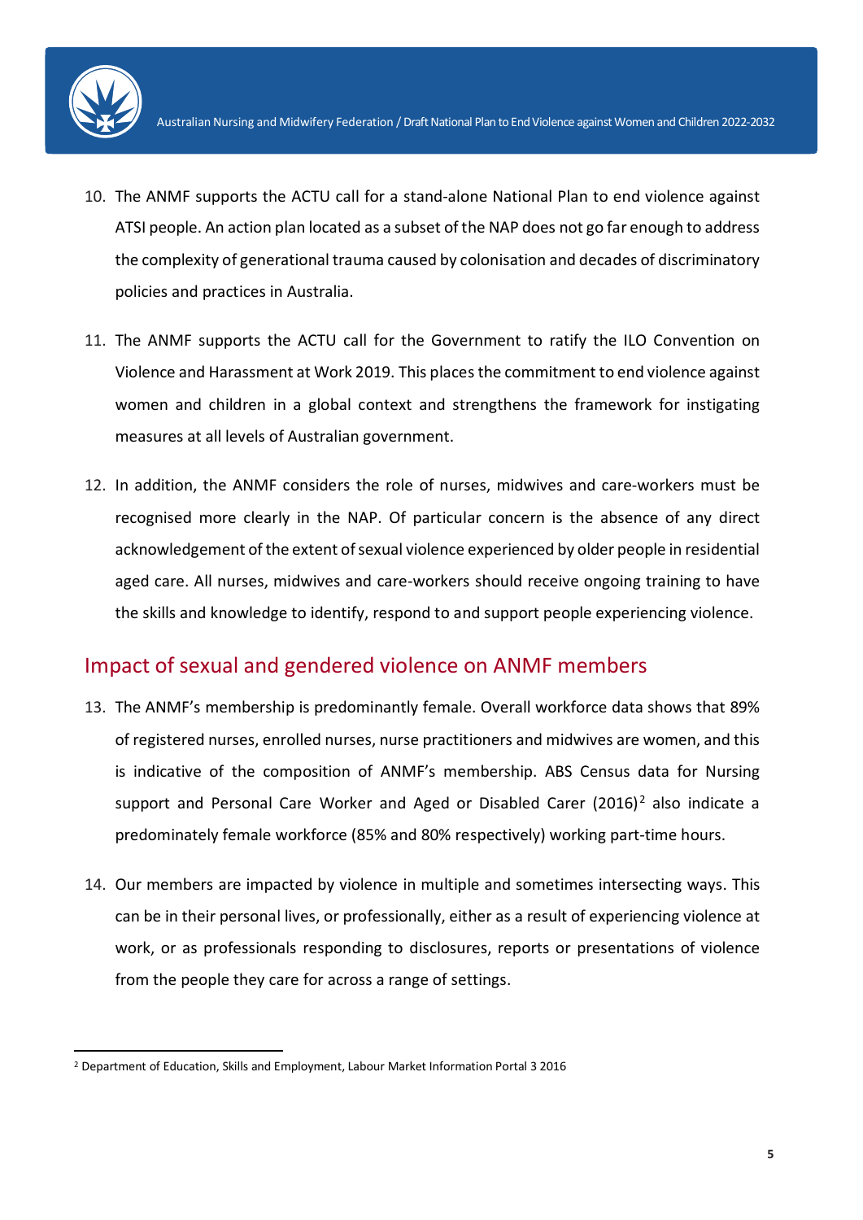10. The ANMF supports the ACTU call for a stand-alone National Plan to end violence against ATSI people. An action plan located as a subset of the NAP does not go far enough to address the complexity of generational trauma caused by colonisation and decades of discriminatory policies and practices in Australia.

11. The ANMF supports the ACTU call for the Government to ratify the ILO Convention on Violence and Harassment at Work 2019. This places the commitment to end violence against women and children in a global context and strengthens the framework for instigating measures at all levels of Australian government.

12. In addition, the ANMF considers the role of nurses, midwives and care-workers must be recognised more clearly in the NAP. Of particular concern is the absence of any direct acknowledgement of the extent of sexual violence experienced by older people in residential aged care. All nurses, midwives and care-workers should receive ongoing training to have the skills and knowledge to identify, respond to and support people experiencing violence.

## Impact of sexual and gendered violence on ANMF members

13. The ANMF's membership is predominantly female. Overall workforce data shows that 89% of registered nurses, enrolled nurses, nurse practitioners and midwives are women, and this is indicative of the composition of ANMF's membership. ABS Census data for Nursing support and Personal Care Worker and Aged or Disabled Carer (2016)[2] also indicate a predominately female workforce (85% and 80% respectively) working part-time hours.

14. Our members are impacted by violence in multiple and sometimes intersecting ways. This can be in their personal lives, or professionally, either as a result of experiencing violence at work, or as professionals responding to disclosures, reports or presentations of violence from the people they care for across a range of settings.

---

[2] Department of Education, Skills and Employment, Labour Market Information Portal 3 2016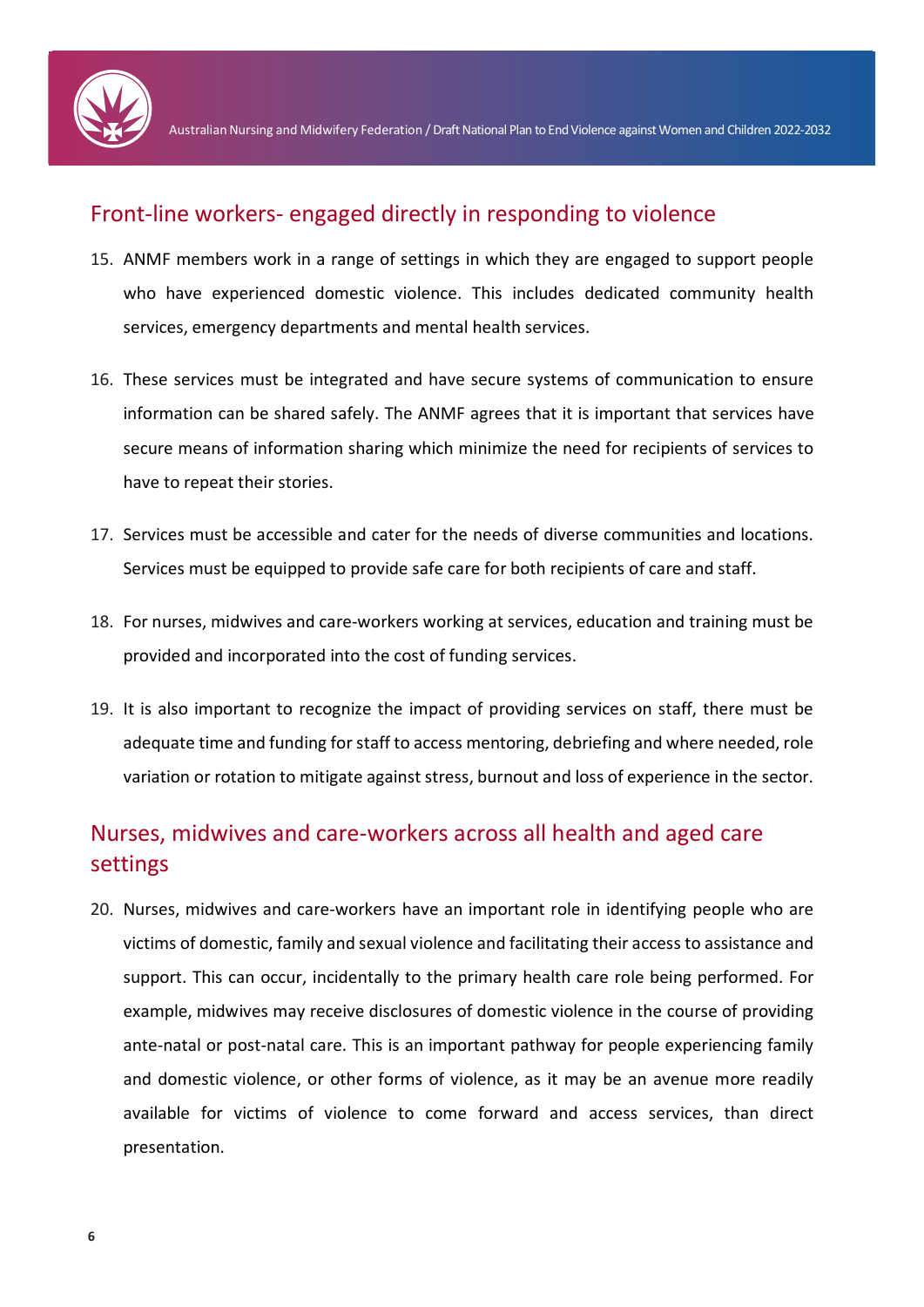## Front-line workers- engaged directly in responding to violence

15. ANMF members work in a range of settings in which they are engaged to support people who have experienced domestic violence. This includes dedicated community health services, emergency departments and mental health services.

16. These services must be integrated and have secure systems of communication to ensure information can be shared safely. The ANMF agrees that it is important that services have secure means of information sharing which minimize the need for recipients of services to have to repeat their stories.

17. Services must be accessible and cater for the needs of diverse communities and locations. Services must be equipped to provide safe care for both recipients of care and staff.

18. For nurses, midwives and care-workers working at services, education and training must be provided and incorporated into the cost of funding services.

19. It is also important to recognize the impact of providing services on staff, there must be adequate time and funding for staff to access mentoring, debriefing and where needed, role variation or rotation to mitigate against stress, burnout and loss of experience in the sector.

## Nurses, midwives and care-workers across all health and aged care settings

20. Nurses, midwives and care-workers have an important role in identifying people who are victims of domestic, family and sexual violence and facilitating their access to assistance and support. This can occur, incidentally to the primary health care role being performed. For example, midwives may receive disclosures of domestic violence in the course of providing ante-natal or post-natal care. This is an important pathway for people experiencing family and domestic violence, or other forms of violence, as it may be an avenue more readily available for victims of violence to come forward and access services, than direct presentation.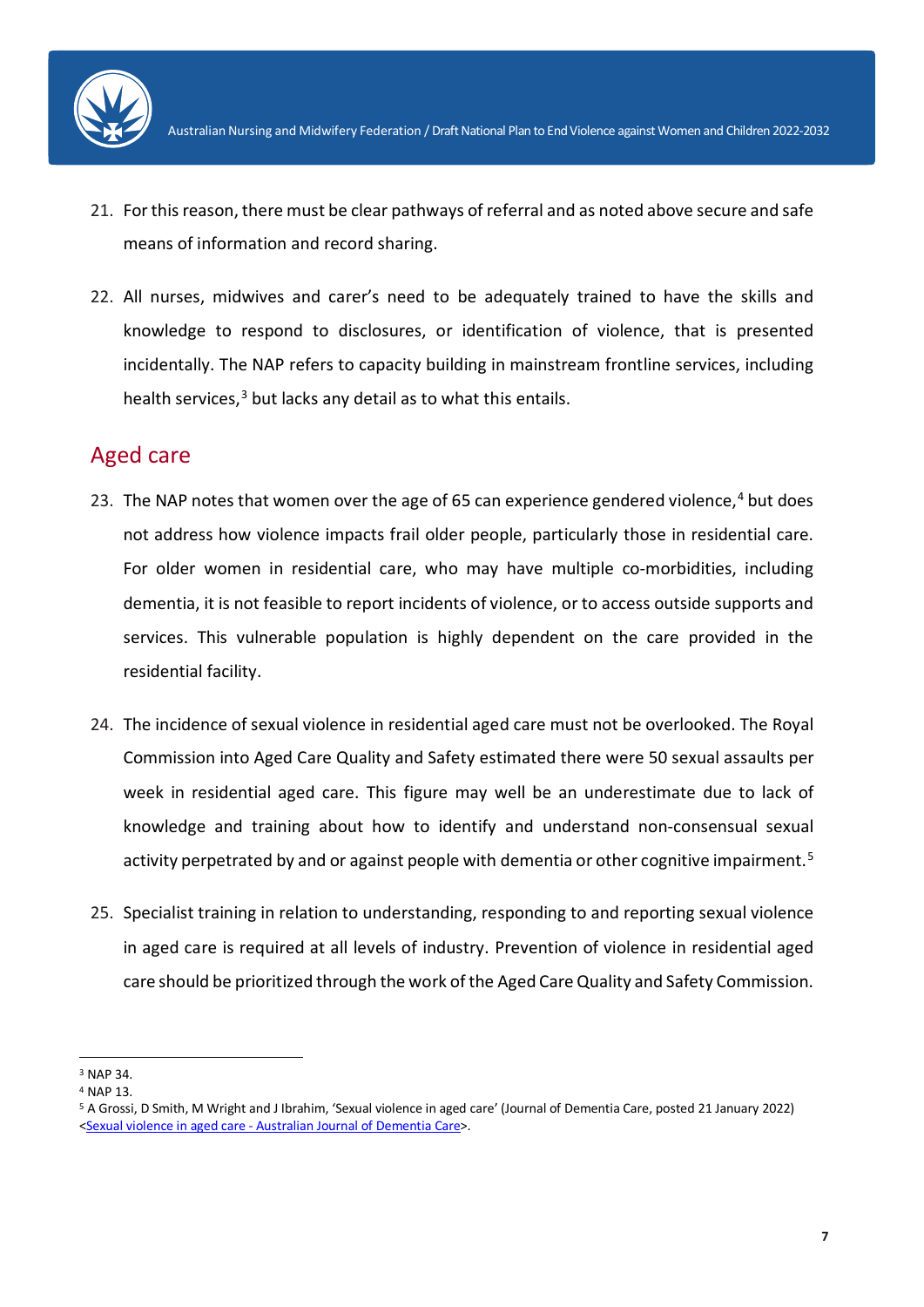21. For this reason, there must be clear pathways of referral and as noted above secure and safe means of information and record sharing.

22. All nurses, midwives and carer's need to be adequately trained to have the skills and knowledge to respond to disclosures, or identification of violence, that is presented incidentally. The NAP refers to capacity building in mainstream frontline services, including health services,[3] but lacks any detail as to what this entails.

## Aged care

23. The NAP notes that women over the age of 65 can experience gendered violence,[4] but does not address how violence impacts frail older people, particularly those in residential care. For older women in residential care, who may have multiple co-morbidities, including dementia, it is not feasible to report incidents of violence, or to access outside supports and services. This vulnerable population is highly dependent on the care provided in the residential facility.

24. The incidence of sexual violence in residential aged care must not be overlooked. The Royal Commission into Aged Care Quality and Safety estimated there were 50 sexual assaults per week in residential aged care. This figure may well be an underestimate due to lack of knowledge and training about how to identify and understand non-consensual sexual activity perpetrated by and or against people with dementia or other cognitive impairment.[5]

25. Specialist training in relation to understanding, responding to and reporting sexual violence in aged care is required at all levels of industry. Prevention of violence in residential aged care should be prioritized through the work of the Aged Care Quality and Safety Commission.

---

[3] NAP 34.

[4] NAP 13.

[5] A Grossi, D Smith, M Wright and J Ibrahim, 'Sexual violence in aged care' (Journal of Dementia Care, posted 21 January 2022) <Sexual violence in aged care - Australian Journal of Dementia Care>.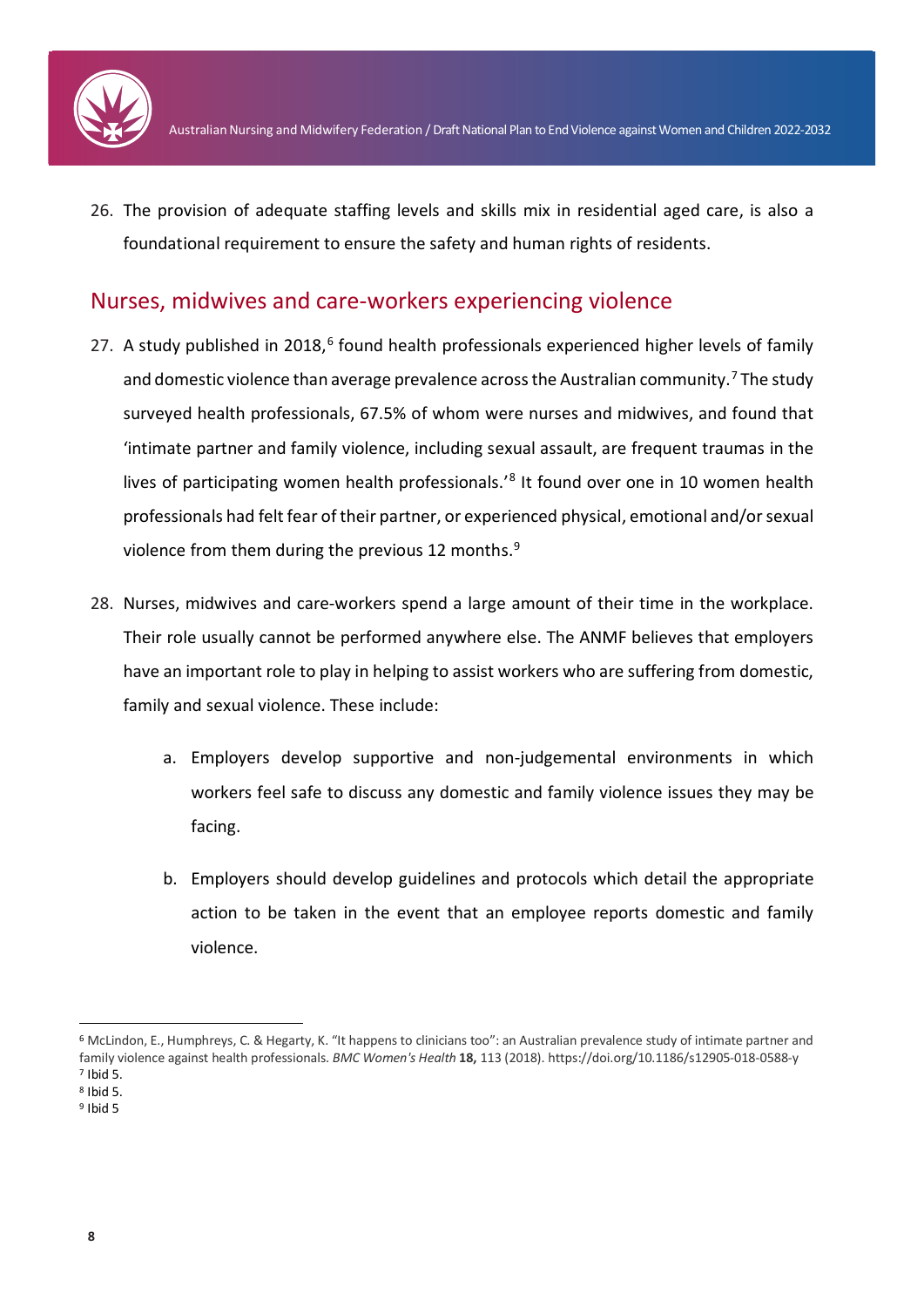26. The provision of adequate staffing levels and skills mix in residential aged care, is also a foundational requirement to ensure the safety and human rights of residents.

## Nurses, midwives and care-workers experiencing violence

27. A study published in 2018,[6] found health professionals experienced higher levels of family and domestic violence than average prevalence across the Australian community.[7] The study surveyed health professionals, 67.5% of whom were nurses and midwives, and found that 'intimate partner and family violence, including sexual assault, are frequent traumas in the lives of participating women health professionals.'[8] It found over one in 10 women health professionals had felt fear of their partner, or experienced physical, emotional and/or sexual violence from them during the previous 12 months.[9]

28. Nurses, midwives and care-workers spend a large amount of their time in the workplace. Their role usually cannot be performed anywhere else. The ANMF believes that employers have an important role to play in helping to assist workers who are suffering from domestic, family and sexual violence. These include:

    a. Employers develop supportive and non-judgemental environments in which workers feel safe to discuss any domestic and family violence issues they may be facing.

    b. Employers should develop guidelines and protocols which detail the appropriate action to be taken in the event that an employee reports domestic and family violence.

---

[6] McLindon, E., Humphreys, C. & Hegarty, K. "It happens to clinicians too": an Australian prevalence study of intimate partner and family violence against health professionals. *BMC Women's Health* **18,** 113 (2018). https://doi.org/10.1186/s12905-018-0588-y

[7] Ibid 5.

[8] Ibid 5.

[9] Ibid 5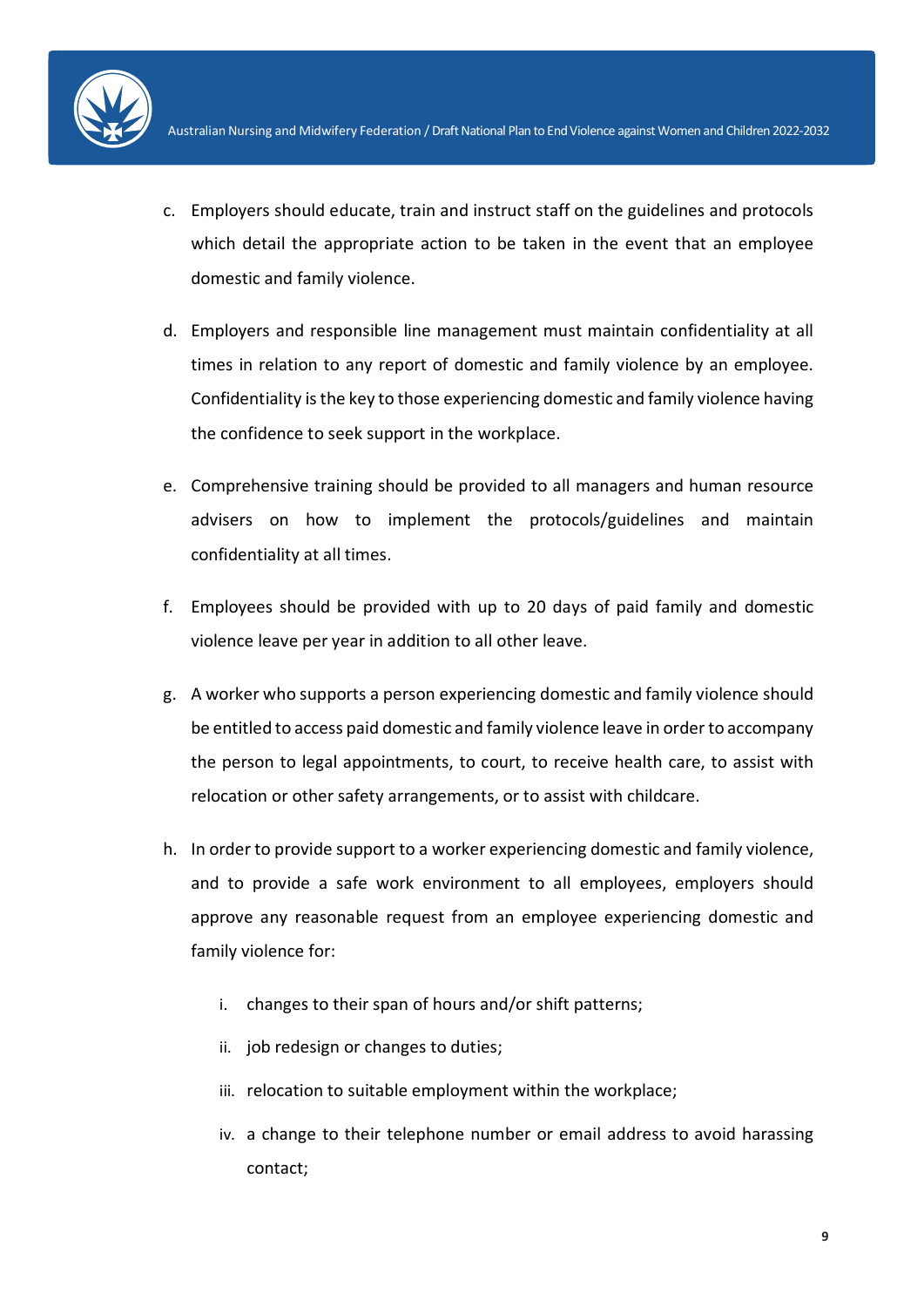c. Employers should educate, train and instruct staff on the guidelines and protocols which detail the appropriate action to be taken in the event that an employee domestic and family violence.

d. Employers and responsible line management must maintain confidentiality at all times in relation to any report of domestic and family violence by an employee. Confidentiality is the key to those experiencing domestic and family violence having the confidence to seek support in the workplace.

e. Comprehensive training should be provided to all managers and human resource advisers on how to implement the protocols/guidelines and maintain confidentiality at all times.

f. Employees should be provided with up to 20 days of paid family and domestic violence leave per year in addition to all other leave.

g. A worker who supports a person experiencing domestic and family violence should be entitled to access paid domestic and family violence leave in order to accompany the person to legal appointments, to court, to receive health care, to assist with relocation or other safety arrangements, or to assist with childcare.

h. In order to provide support to a worker experiencing domestic and family violence, and to provide a safe work environment to all employees, employers should approve any reasonable request from an employee experiencing domestic and family violence for:

   i. changes to their span of hours and/or shift patterns;

   ii. job redesign or changes to duties;

   iii. relocation to suitable employment within the workplace;

   iv. a change to their telephone number or email address to avoid harassing contact;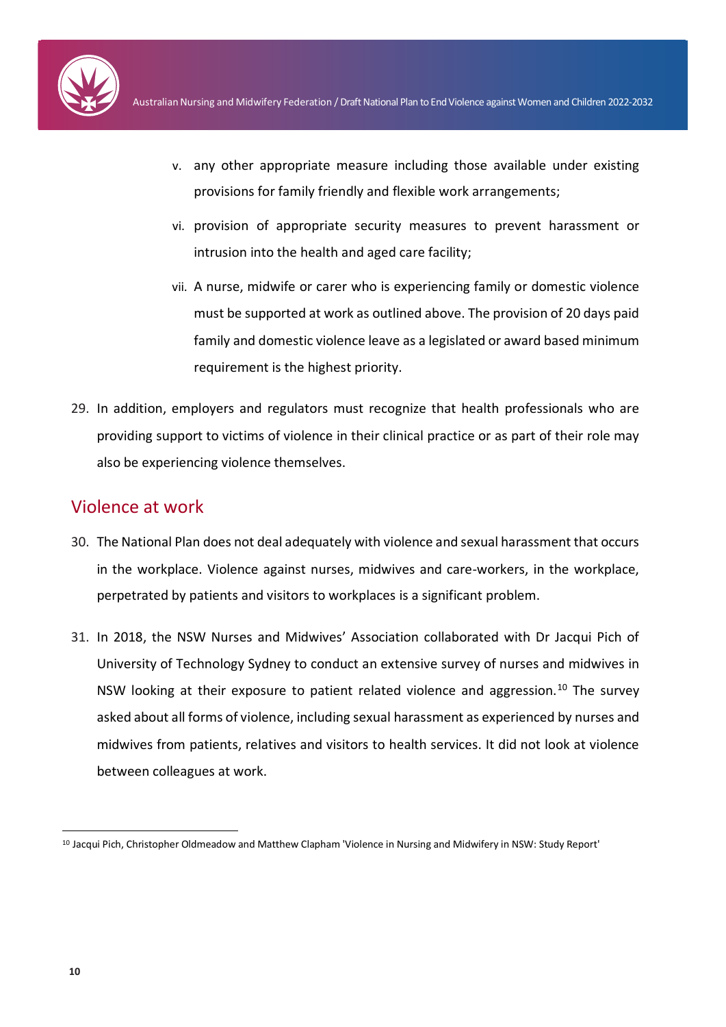v. any other appropriate measure including those available under existing provisions for family friendly and flexible work arrangements;

vi. provision of appropriate security measures to prevent harassment or intrusion into the health and aged care facility;

vii. A nurse, midwife or carer who is experiencing family or domestic violence must be supported at work as outlined above. The provision of 20 days paid family and domestic violence leave as a legislated or award based minimum requirement is the highest priority.

29. In addition, employers and regulators must recognize that health professionals who are providing support to victims of violence in their clinical practice or as part of their role may also be experiencing violence themselves.

## Violence at work

30. The National Plan does not deal adequately with violence and sexual harassment that occurs in the workplace. Violence against nurses, midwives and care-workers, in the workplace, perpetrated by patients and visitors to workplaces is a significant problem.

31. In 2018, the NSW Nurses and Midwives' Association collaborated with Dr Jacqui Pich of University of Technology Sydney to conduct an extensive survey of nurses and midwives in NSW looking at their exposure to patient related violence and aggression.[10] The survey asked about all forms of violence, including sexual harassment as experienced by nurses and midwives from patients, relatives and visitors to health services. It did not look at violence between colleagues at work.

---

[10] Jacqui Pich, Christopher Oldmeadow and Matthew Clapham 'Violence in Nursing and Midwifery in NSW: Study Report'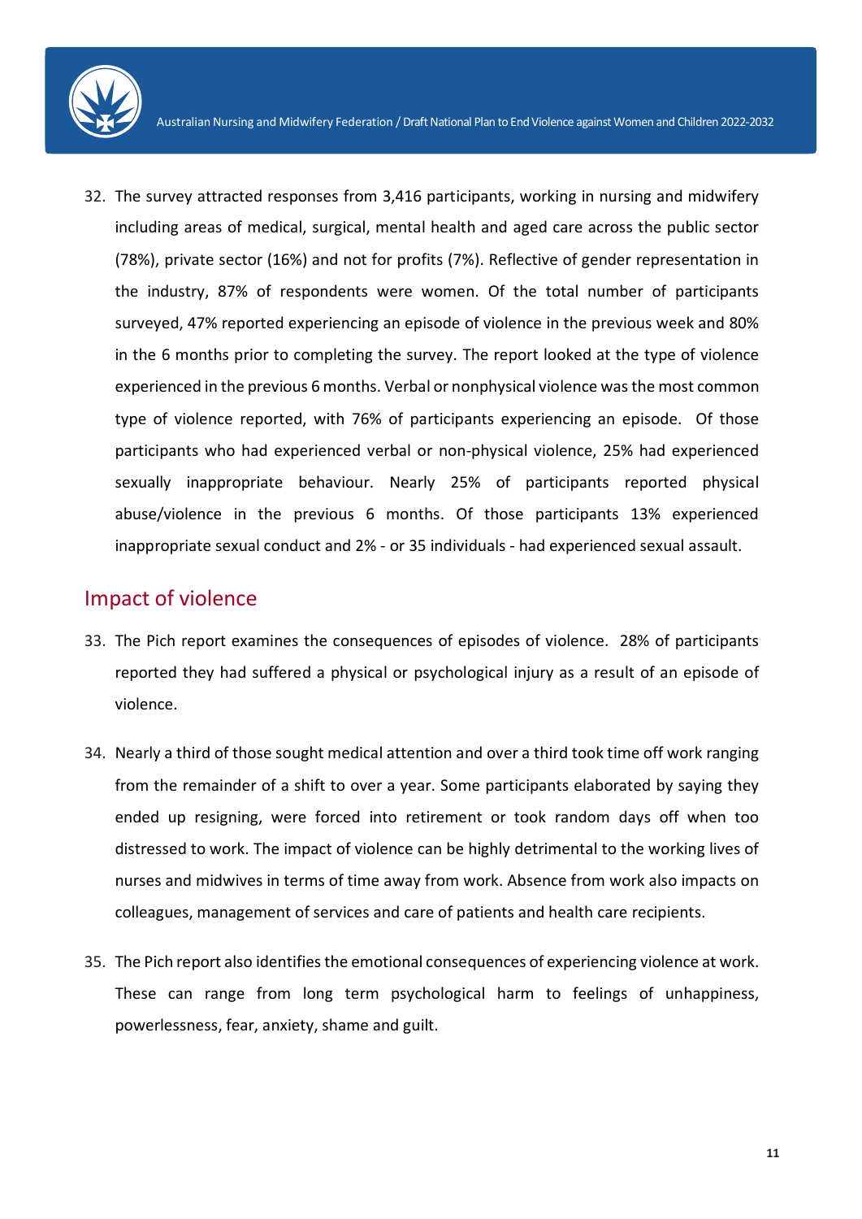32. The survey attracted responses from 3,416 participants, working in nursing and midwifery including areas of medical, surgical, mental health and aged care across the public sector (78%), private sector (16%) and not for profits (7%). Reflective of gender representation in the industry, 87% of respondents were women. Of the total number of participants surveyed, 47% reported experiencing an episode of violence in the previous week and 80% in the 6 months prior to completing the survey. The report looked at the type of violence experienced in the previous 6 months. Verbal or nonphysical violence was the most common type of violence reported, with 76% of participants experiencing an episode. Of those participants who had experienced verbal or non-physical violence, 25% had experienced sexually inappropriate behaviour. Nearly 25% of participants reported physical abuse/violence in the previous 6 months. Of those participants 13% experienced inappropriate sexual conduct and 2% - or 35 individuals - had experienced sexual assault.

## Impact of violence

33. The Pich report examines the consequences of episodes of violence. 28% of participants reported they had suffered a physical or psychological injury as a result of an episode of violence.

34. Nearly a third of those sought medical attention and over a third took time off work ranging from the remainder of a shift to over a year. Some participants elaborated by saying they ended up resigning, were forced into retirement or took random days off when too distressed to work. The impact of violence can be highly detrimental to the working lives of nurses and midwives in terms of time away from work. Absence from work also impacts on colleagues, management of services and care of patients and health care recipients.

35. The Pich report also identifies the emotional consequences of experiencing violence at work. These can range from long term psychological harm to feelings of unhappiness, powerlessness, fear, anxiety, shame and guilt.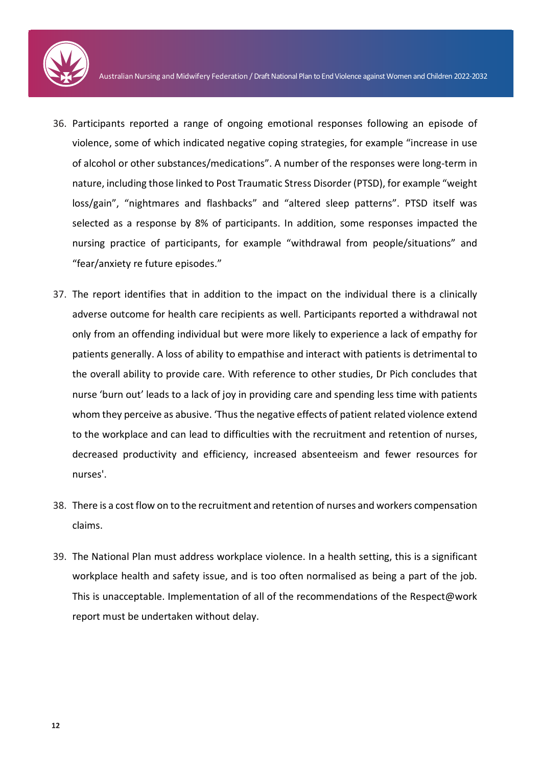36. Participants reported a range of ongoing emotional responses following an episode of violence, some of which indicated negative coping strategies, for example “increase in use of alcohol or other substances/medications”. A number of the responses were long-term in nature, including those linked to Post Traumatic Stress Disorder (PTSD), for example “weight loss/gain”, “nightmares and flashbacks” and “altered sleep patterns”. PTSD itself was selected as a response by 8% of participants. In addition, some responses impacted the nursing practice of participants, for example “withdrawal from people/situations” and “fear/anxiety re future episodes.”

37. The report identifies that in addition to the impact on the individual there is a clinically adverse outcome for health care recipients as well. Participants reported a withdrawal not only from an offending individual but were more likely to experience a lack of empathy for patients generally. A loss of ability to empathise and interact with patients is detrimental to the overall ability to provide care. With reference to other studies, Dr Pich concludes that nurse ‘burn out’ leads to a lack of joy in providing care and spending less time with patients whom they perceive as abusive. ‘Thus the negative effects of patient related violence extend to the workplace and can lead to difficulties with the recruitment and retention of nurses, decreased productivity and efficiency, increased absenteeism and fewer resources for nurses'.

38. There is a cost flow on to the recruitment and retention of nurses and workers compensation claims.

39. The National Plan must address workplace violence. In a health setting, this is a significant workplace health and safety issue, and is too often normalised as being a part of the job. This is unacceptable. Implementation of all of the recommendations of the Respect@work report must be undertaken without delay.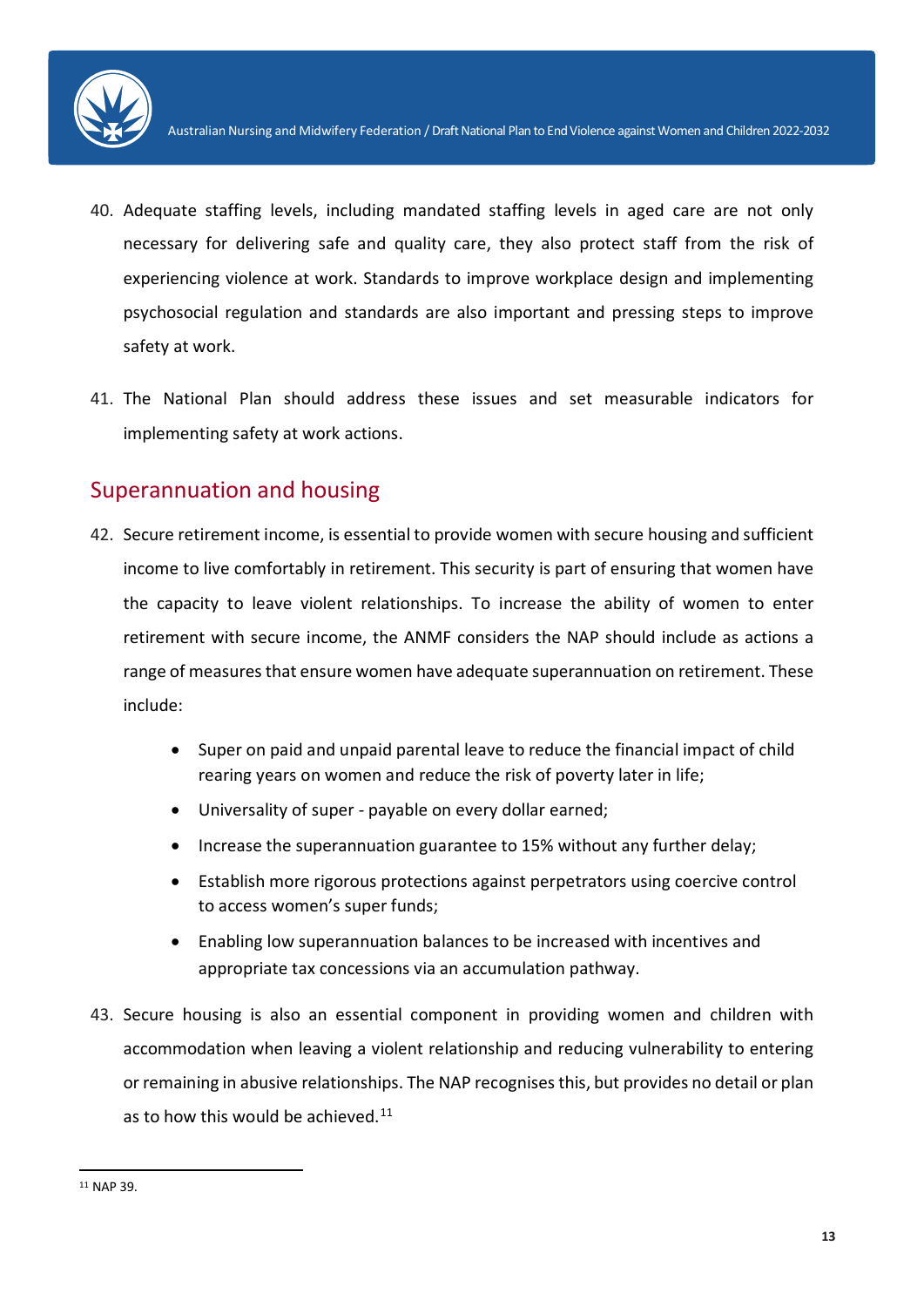40. Adequate staffing levels, including mandated staffing levels in aged care are not only necessary for delivering safe and quality care, they also protect staff from the risk of experiencing violence at work. Standards to improve workplace design and implementing psychosocial regulation and standards are also important and pressing steps to improve safety at work.

41. The National Plan should address these issues and set measurable indicators for implementing safety at work actions.

## Superannuation and housing

42. Secure retirement income, is essential to provide women with secure housing and sufficient income to live comfortably in retirement. This security is part of ensuring that women have the capacity to leave violent relationships. To increase the ability of women to enter retirement with secure income, the ANMF considers the NAP should include as actions a range of measures that ensure women have adequate superannuation on retirement. These include:

    - Super on paid and unpaid parental leave to reduce the financial impact of child rearing years on women and reduce the risk of poverty later in life;
    - Universality of super - payable on every dollar earned;
    - Increase the superannuation guarantee to 15% without any further delay;
    - Establish more rigorous protections against perpetrators using coercive control to access women's super funds;
    - Enabling low superannuation balances to be increased with incentives and appropriate tax concessions via an accumulation pathway.

43. Secure housing is also an essential component in providing women and children with accommodation when leaving a violent relationship and reducing vulnerability to entering or remaining in abusive relationships. The NAP recognises this, but provides no detail or plan as to how this would be achieved.[11]

---

[11] NAP 39.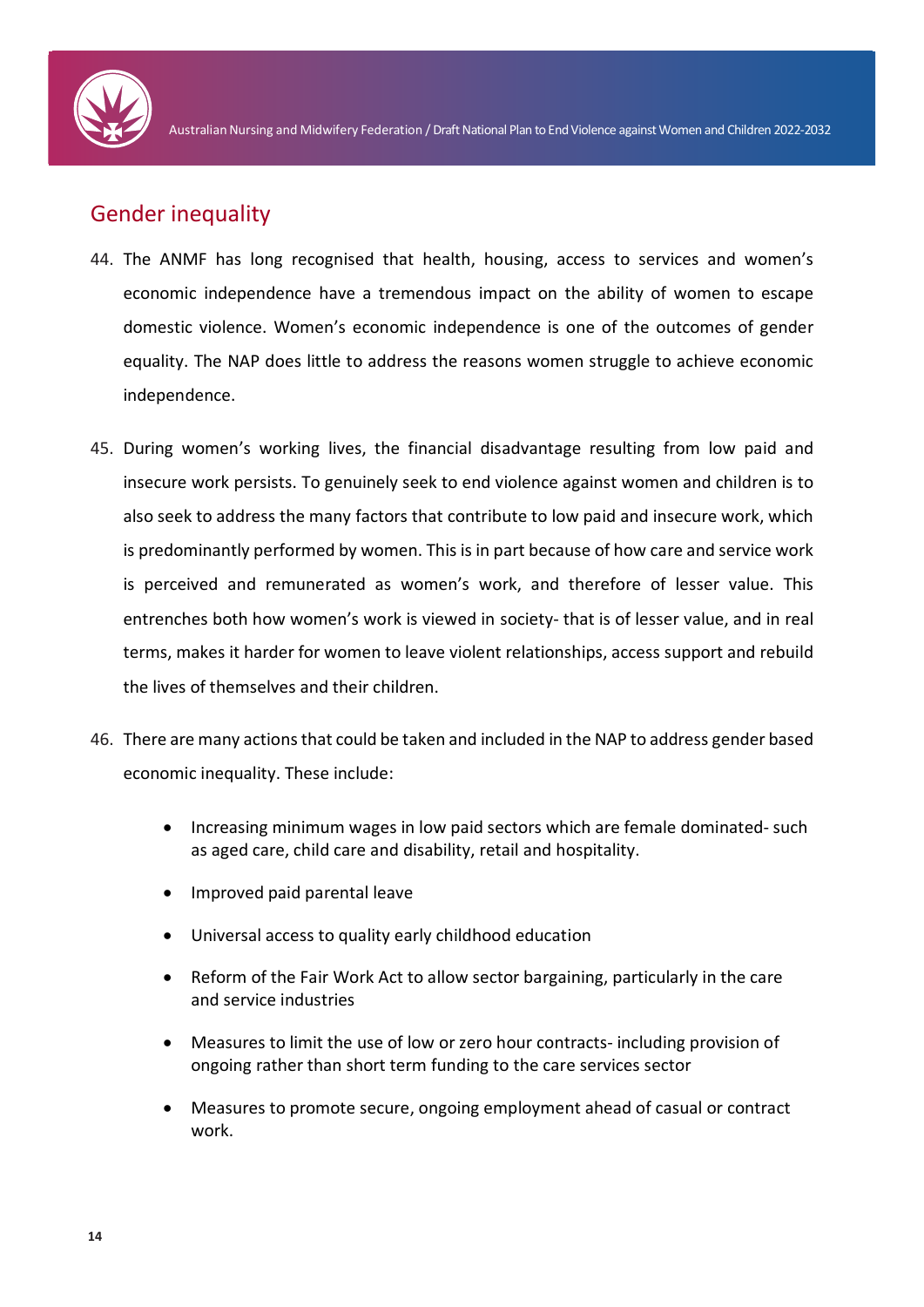## Gender inequality

44. The ANMF has long recognised that health, housing, access to services and women's economic independence have a tremendous impact on the ability of women to escape domestic violence. Women's economic independence is one of the outcomes of gender equality. The NAP does little to address the reasons women struggle to achieve economic independence.

45. During women's working lives, the financial disadvantage resulting from low paid and insecure work persists. To genuinely seek to end violence against women and children is to also seek to address the many factors that contribute to low paid and insecure work, which is predominantly performed by women. This is in part because of how care and service work is perceived and remunerated as women's work, and therefore of lesser value. This entrenches both how women's work is viewed in society- that is of lesser value, and in real terms, makes it harder for women to leave violent relationships, access support and rebuild the lives of themselves and their children.

46. There are many actions that could be taken and included in the NAP to address gender based economic inequality. These include:

    - Increasing minimum wages in low paid sectors which are female dominated- such as aged care, child care and disability, retail and hospitality.
    - Improved paid parental leave
    - Universal access to quality early childhood education
    - Reform of the Fair Work Act to allow sector bargaining, particularly in the care and service industries
    - Measures to limit the use of low or zero hour contracts- including provision of ongoing rather than short term funding to the care services sector
    - Measures to promote secure, ongoing employment ahead of casual or contract work.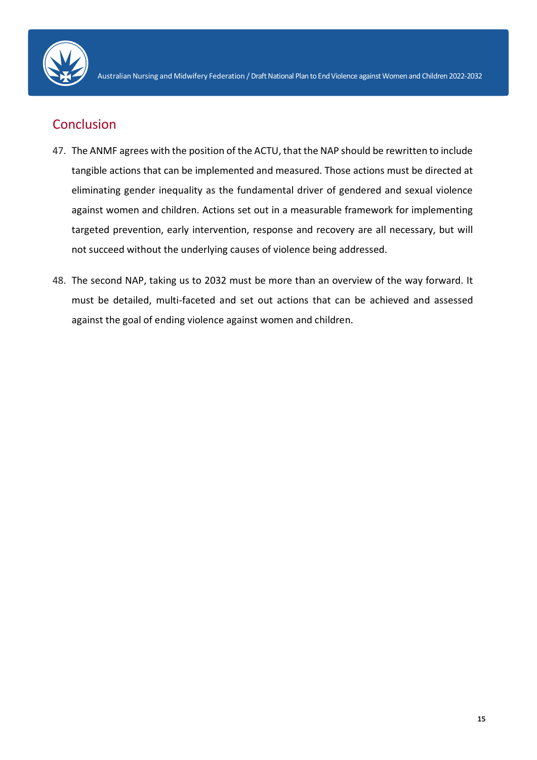## Conclusion

47. The ANMF agrees with the position of the ACTU, that the NAP should be rewritten to include tangible actions that can be implemented and measured. Those actions must be directed at eliminating gender inequality as the fundamental driver of gendered and sexual violence against women and children. Actions set out in a measurable framework for implementing targeted prevention, early intervention, response and recovery are all necessary, but will not succeed without the underlying causes of violence being addressed.

48. The second NAP, taking us to 2032 must be more than an overview of the way forward. It must be detailed, multi-faceted and set out actions that can be achieved and assessed against the goal of ending violence against women and children.